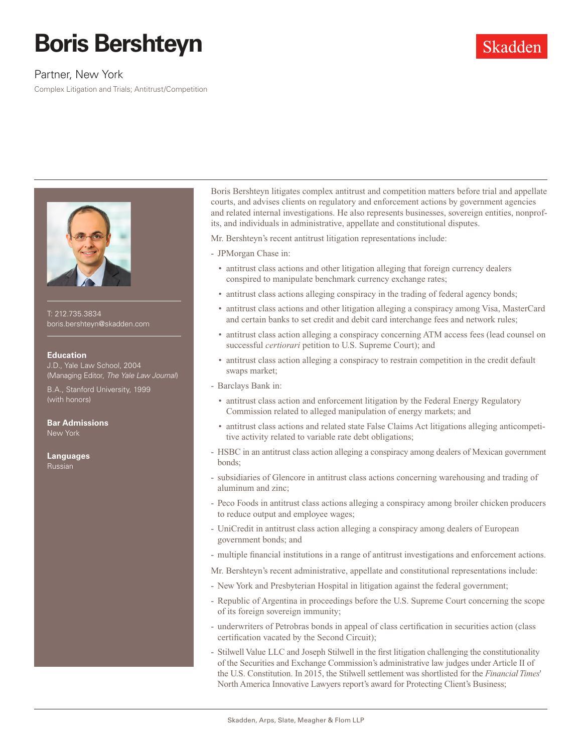# Boris Bershteyn

Skadden

Partner, New York

Complex Litigation and Trials; Antitrust/Competition

T: 212.735.3834
boris.bershteyn@skadden.com

**Education**

J.D., Yale Law School, 2004
(Managing Editor, *The Yale Law Journal*)

B.A., Stanford University, 1999
(with honors)

**Bar Admissions**

New York

**Languages**

Russian

Boris Bershteyn litigates complex antitrust and competition matters before trial and appellate courts, and advises clients on regulatory and enforcement actions by government agencies and related internal investigations. He also represents businesses, sovereign entities, nonprofits, and individuals in administrative, appellate and constitutional disputes.

Mr. Bershteyn's recent antitrust litigation representations include:

- JPMorgan Chase in:
  - antitrust class actions and other litigation alleging that foreign currency dealers conspired to manipulate benchmark currency exchange rates;
  - antitrust class actions alleging conspiracy in the trading of federal agency bonds;
  - antitrust class actions and other litigation alleging a conspiracy among Visa, MasterCard and certain banks to set credit and debit card interchange fees and network rules;
  - antitrust class action alleging a conspiracy concerning ATM access fees (lead counsel on successful *certiorari* petition to U.S. Supreme Court); and
  - antitrust class action alleging a conspiracy to restrain competition in the credit default swaps market;
- Barclays Bank in:
  - antitrust class action and enforcement litigation by the Federal Energy Regulatory Commission related to alleged manipulation of energy markets; and
  - antitrust class actions and related state False Claims Act litigations alleging anticompetitive activity related to variable rate debt obligations;
- HSBC in an antitrust class action alleging a conspiracy among dealers of Mexican government bonds;
- subsidiaries of Glencore in antitrust class actions concerning warehousing and trading of aluminum and zinc;
- Peco Foods in antitrust class actions alleging a conspiracy among broiler chicken producers to reduce output and employee wages;
- UniCredit in antitrust class action alleging a conspiracy among dealers of European government bonds; and
- multiple financial institutions in a range of antitrust investigations and enforcement actions.

Mr. Bershteyn's recent administrative, appellate and constitutional representations include:

- New York and Presbyterian Hospital in litigation against the federal government;
- Republic of Argentina in proceedings before the U.S. Supreme Court concerning the scope of its foreign sovereign immunity;
- underwriters of Petrobras bonds in appeal of class certification in securities action (class certification vacated by the Second Circuit);
- Stilwell Value LLC and Joseph Stilwell in the first litigation challenging the constitutionality of the Securities and Exchange Commission's administrative law judges under Article II of the U.S. Constitution. In 2015, the Stilwell settlement was shortlisted for the *Financial Times*' North America Innovative Lawyers report's award for Protecting Client's Business;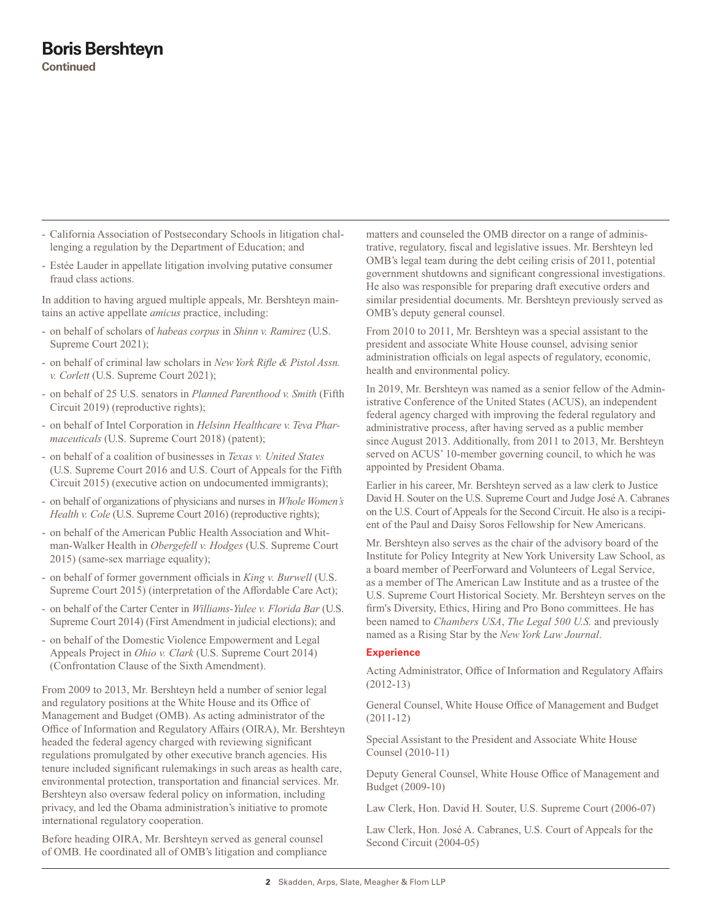# Boris Bershteyn

**Continued**

- California Association of Postsecondary Schools in litigation challenging a regulation by the Department of Education; and
- Estée Lauder in appellate litigation involving putative consumer fraud class actions.

In addition to having argued multiple appeals, Mr. Bershteyn maintains an active appellate *amicus* practice, including:

- on behalf of scholars of *habeas corpus* in *Shinn v. Ramirez* (U.S. Supreme Court 2021);
- on behalf of criminal law scholars in *New York Rifle & Pistol Assn. v. Corlett* (U.S. Supreme Court 2021);
- on behalf of 25 U.S. senators in *Planned Parenthood v. Smith* (Fifth Circuit 2019) (reproductive rights);
- on behalf of Intel Corporation in *Helsinn Healthcare v. Teva Pharmaceuticals* (U.S. Supreme Court 2018) (patent);
- on behalf of a coalition of businesses in *Texas v. United States* (U.S. Supreme Court 2016 and U.S. Court of Appeals for the Fifth Circuit 2015) (executive action on undocumented immigrants);
- on behalf of organizations of physicians and nurses in *Whole Women's Health v. Cole* (U.S. Supreme Court 2016) (reproductive rights);
- on behalf of the American Public Health Association and Whitman-Walker Health in *Obergefell v. Hodges* (U.S. Supreme Court 2015) (same-sex marriage equality);
- on behalf of former government officials in *King v. Burwell* (U.S. Supreme Court 2015) (interpretation of the Affordable Care Act);
- on behalf of the Carter Center in *Williams-Yulee v. Florida Bar* (U.S. Supreme Court 2014) (First Amendment in judicial elections); and
- on behalf of the Domestic Violence Empowerment and Legal Appeals Project in *Ohio v. Clark* (U.S. Supreme Court 2014) (Confrontation Clause of the Sixth Amendment).

From 2009 to 2013, Mr. Bershteyn held a number of senior legal and regulatory positions at the White House and its Office of Management and Budget (OMB). As acting administrator of the Office of Information and Regulatory Affairs (OIRA), Mr. Bershteyn headed the federal agency charged with reviewing significant regulations promulgated by other executive branch agencies. His tenure included significant rulemakings in such areas as health care, environmental protection, transportation and financial services. Mr. Bershteyn also oversaw federal policy on information, including privacy, and led the Obama administration's initiative to promote international regulatory cooperation.

Before heading OIRA, Mr. Bershteyn served as general counsel of OMB. He coordinated all of OMB's litigation and compliance matters and counseled the OMB director on a range of administrative, regulatory, fiscal and legislative issues. Mr. Bershteyn led OMB's legal team during the debt ceiling crisis of 2011, potential government shutdowns and significant congressional investigations. He also was responsible for preparing draft executive orders and similar presidential documents. Mr. Bershteyn previously served as OMB's deputy general counsel.

From 2010 to 2011, Mr. Bershteyn was a special assistant to the president and associate White House counsel, advising senior administration officials on legal aspects of regulatory, economic, health and environmental policy.

In 2019, Mr. Bershteyn was named as a senior fellow of the Administrative Conference of the United States (ACUS), an independent federal agency charged with improving the federal regulatory and administrative process, after having served as a public member since August 2013. Additionally, from 2011 to 2013, Mr. Bershteyn served on ACUS' 10-member governing council, to which he was appointed by President Obama.

Earlier in his career, Mr. Bershteyn served as a law clerk to Justice David H. Souter on the U.S. Supreme Court and Judge José A. Cabranes on the U.S. Court of Appeals for the Second Circuit. He also is a recipient of the Paul and Daisy Soros Fellowship for New Americans.

Mr. Bershteyn also serves as the chair of the advisory board of the Institute for Policy Integrity at New York University Law School, as a board member of PeerForward and Volunteers of Legal Service, as a member of The American Law Institute and as a trustee of the U.S. Supreme Court Historical Society. Mr. Bershteyn serves on the firm's Diversity, Ethics, Hiring and Pro Bono committees. He has been named to *Chambers USA*, *The Legal 500 U.S.* and previously named as a Rising Star by the *New York Law Journal*.

### Experience

Acting Administrator, Office of Information and Regulatory Affairs (2012-13)

General Counsel, White House Office of Management and Budget (2011-12)

Special Assistant to the President and Associate White House Counsel (2010-11)

Deputy General Counsel, White House Office of Management and Budget (2009-10)

Law Clerk, Hon. David H. Souter, U.S. Supreme Court (2006-07)

Law Clerk, Hon. José A. Cabranes, U.S. Court of Appeals for the Second Circuit (2004-05)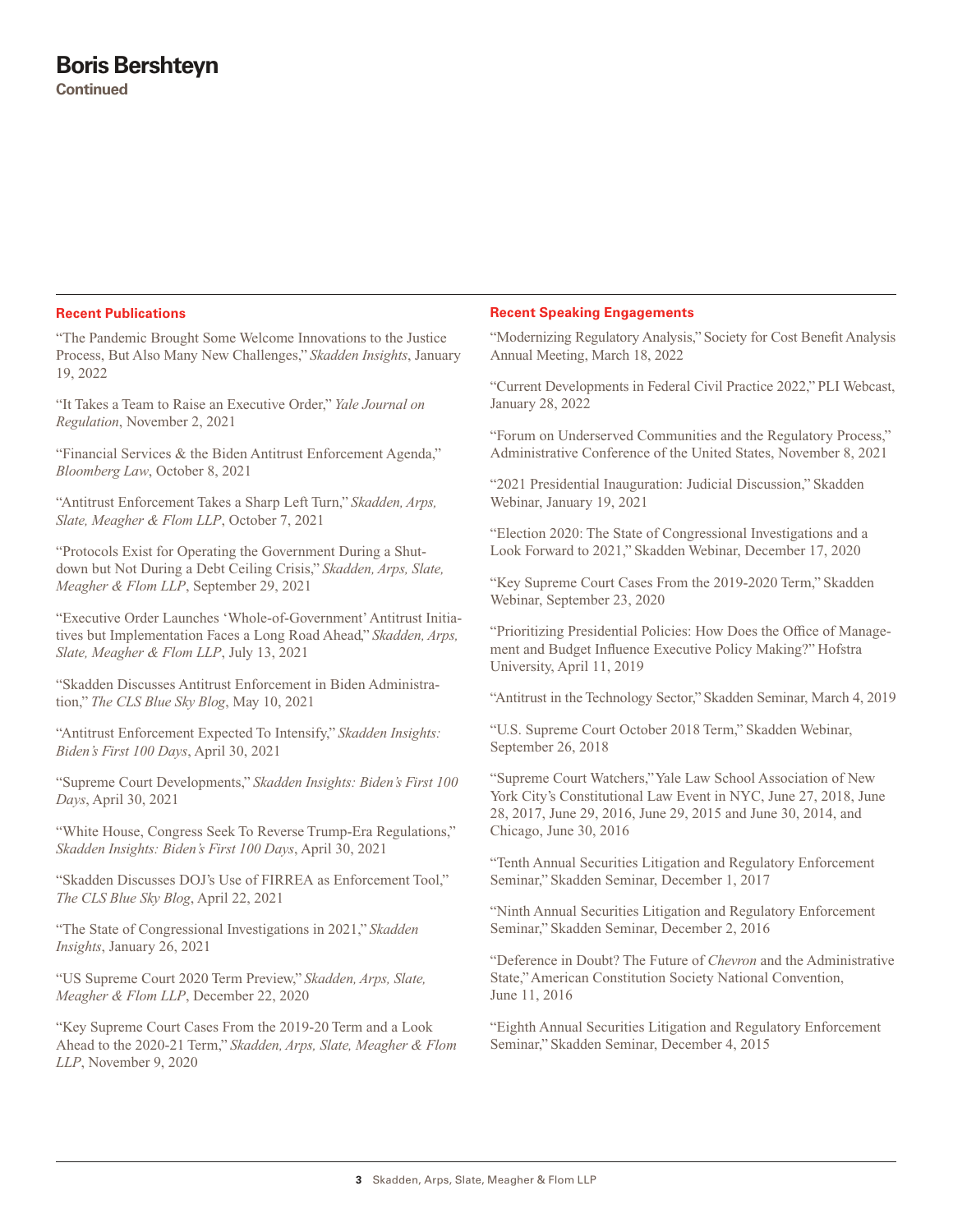# Boris Bershteyn

**Continued**

## Recent Publications

"The Pandemic Brought Some Welcome Innovations to the Justice Process, But Also Many New Challenges," *Skadden Insights*, January 19, 2022

"It Takes a Team to Raise an Executive Order," *Yale Journal on Regulation*, November 2, 2021

"Financial Services & the Biden Antitrust Enforcement Agenda," *Bloomberg Law*, October 8, 2021

"Antitrust Enforcement Takes a Sharp Left Turn," *Skadden, Arps, Slate, Meagher & Flom LLP*, October 7, 2021

"Protocols Exist for Operating the Government During a Shutdown but Not During a Debt Ceiling Crisis," *Skadden, Arps, Slate, Meagher & Flom LLP*, September 29, 2021

"Executive Order Launches 'Whole-of-Government' Antitrust Initiatives but Implementation Faces a Long Road Ahead," *Skadden, Arps, Slate, Meagher & Flom LLP*, July 13, 2021

"Skadden Discusses Antitrust Enforcement in Biden Administration," *The CLS Blue Sky Blog*, May 10, 2021

"Antitrust Enforcement Expected To Intensify," *Skadden Insights: Biden's First 100 Days*, April 30, 2021

"Supreme Court Developments," *Skadden Insights: Biden's First 100 Days*, April 30, 2021

"White House, Congress Seek To Reverse Trump-Era Regulations," *Skadden Insights: Biden's First 100 Days*, April 30, 2021

"Skadden Discusses DOJ's Use of FIRREA as Enforcement Tool," *The CLS Blue Sky Blog*, April 22, 2021

"The State of Congressional Investigations in 2021," *Skadden Insights*, January 26, 2021

"US Supreme Court 2020 Term Preview," *Skadden, Arps, Slate, Meagher & Flom LLP*, December 22, 2020

"Key Supreme Court Cases From the 2019-20 Term and a Look Ahead to the 2020-21 Term," *Skadden, Arps, Slate, Meagher & Flom LLP*, November 9, 2020

## Recent Speaking Engagements

"Modernizing Regulatory Analysis," Society for Cost Benefit Analysis Annual Meeting, March 18, 2022

"Current Developments in Federal Civil Practice 2022," PLI Webcast, January 28, 2022

"Forum on Underserved Communities and the Regulatory Process," Administrative Conference of the United States, November 8, 2021

"2021 Presidential Inauguration: Judicial Discussion," Skadden Webinar, January 19, 2021

"Election 2020: The State of Congressional Investigations and a Look Forward to 2021," Skadden Webinar, December 17, 2020

"Key Supreme Court Cases From the 2019-2020 Term," Skadden Webinar, September 23, 2020

"Prioritizing Presidential Policies: How Does the Office of Management and Budget Influence Executive Policy Making?" Hofstra University, April 11, 2019

"Antitrust in the Technology Sector," Skadden Seminar, March 4, 2019

"U.S. Supreme Court October 2018 Term," Skadden Webinar, September 26, 2018

"Supreme Court Watchers," Yale Law School Association of New York City's Constitutional Law Event in NYC, June 27, 2018, June 28, 2017, June 29, 2016, June 29, 2015 and June 30, 2014, and Chicago, June 30, 2016

"Tenth Annual Securities Litigation and Regulatory Enforcement Seminar," Skadden Seminar, December 1, 2017

"Ninth Annual Securities Litigation and Regulatory Enforcement Seminar," Skadden Seminar, December 2, 2016

"Deference in Doubt? The Future of *Chevron* and the Administrative State," American Constitution Society National Convention, June 11, 2016

"Eighth Annual Securities Litigation and Regulatory Enforcement Seminar," Skadden Seminar, December 4, 2015